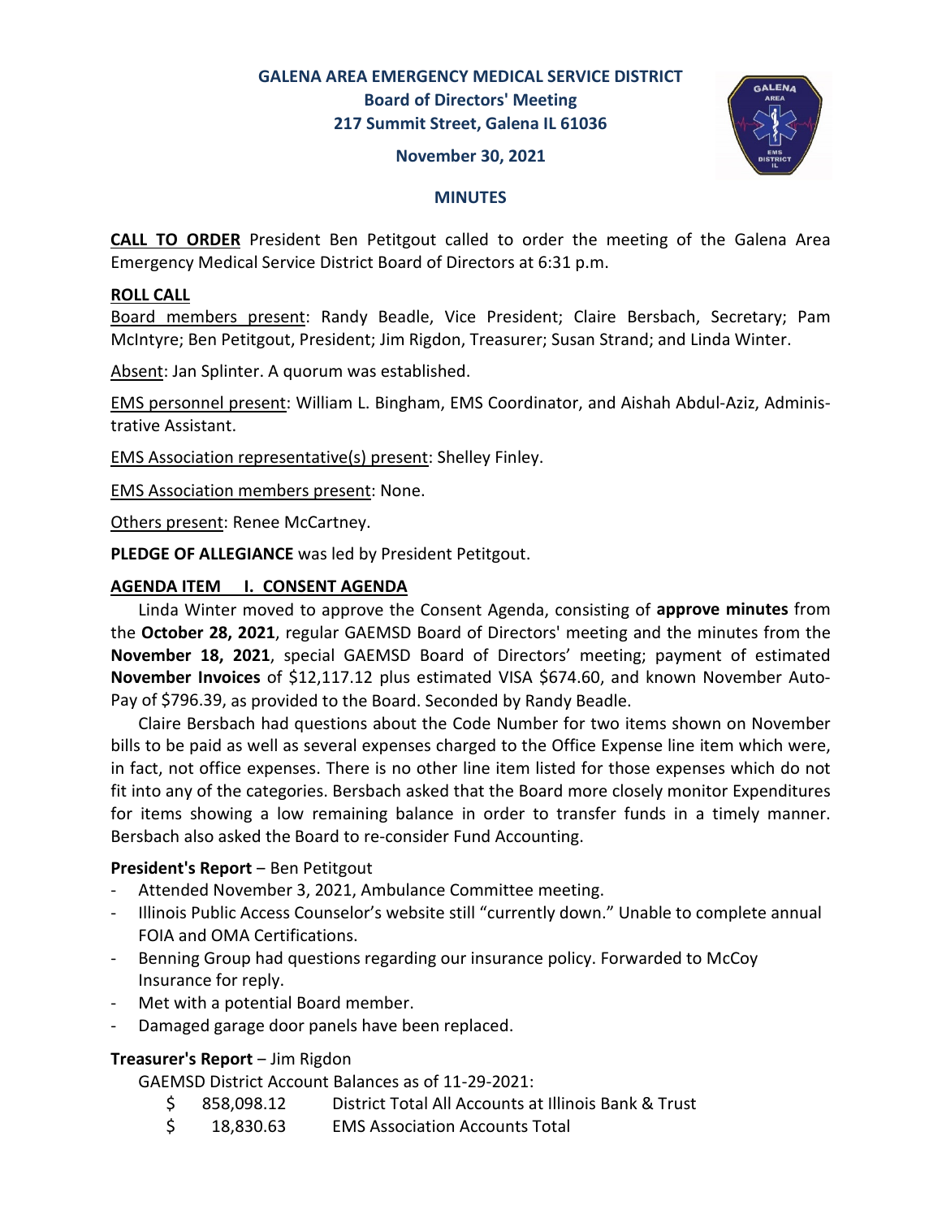# GALENA AREA EMERGENCY MEDICAL SERVICE DISTRICT

## Board of Directors' Meeting
## 217 Summit Street, Galena IL 61036

### November 30, 2021

### MINUTES

**CALL TO ORDER** President Ben Petitgout called to order the meeting of the Galena Area Emergency Medical Service District Board of Directors at 6:31 p.m.

**ROLL CALL**

Board members present: Randy Beadle, Vice President; Claire Bersbach, Secretary; Pam McIntyre; Ben Petitgout, President; Jim Rigdon, Treasurer; Susan Strand; and Linda Winter.

Absent: Jan Splinter. A quorum was established.

EMS personnel present: William L. Bingham, EMS Coordinator, and Aishah Abdul-Aziz, Administrative Assistant.

EMS Association representative(s) present: Shelley Finley.

EMS Association members present: None.

Others present: Renee McCartney.

**PLEDGE OF ALLEGIANCE** was led by President Petitgout.

**AGENDA ITEM I. CONSENT AGENDA**

Linda Winter moved to approve the Consent Agenda, consisting of **approve minutes** from the **October 28, 2021**, regular GAEMSD Board of Directors' meeting and the minutes from the **November 18, 2021**, special GAEMSD Board of Directors' meeting; payment of estimated **November Invoices** of $12,117.12 plus estimated VISA $674.60, and known November Auto-Pay of $796.39, as provided to the Board. Seconded by Randy Beadle.

Claire Bersbach had questions about the Code Number for two items shown on November bills to be paid as well as several expenses charged to the Office Expense line item which were, in fact, not office expenses. There is no other line item listed for those expenses which do not fit into any of the categories. Bersbach asked that the Board more closely monitor Expenditures for items showing a low remaining balance in order to transfer funds in a timely manner. Bersbach also asked the Board to re-consider Fund Accounting.

**President's Report** – Ben Petitgout

- Attended November 3, 2021, Ambulance Committee meeting.
- Illinois Public Access Counselor's website still "currently down." Unable to complete annual FOIA and OMA Certifications.
- Benning Group had questions regarding our insurance policy. Forwarded to McCoy Insurance for reply.
- Met with a potential Board member.
- Damaged garage door panels have been replaced.

**Treasurer's Report** – Jim Rigdon

GAEMSD District Account Balances as of 11-29-2021:

| | |
|---|---|
| $ 858,098.12 | District Total All Accounts at Illinois Bank & Trust |
| $ 18,830.63 | EMS Association Accounts Total |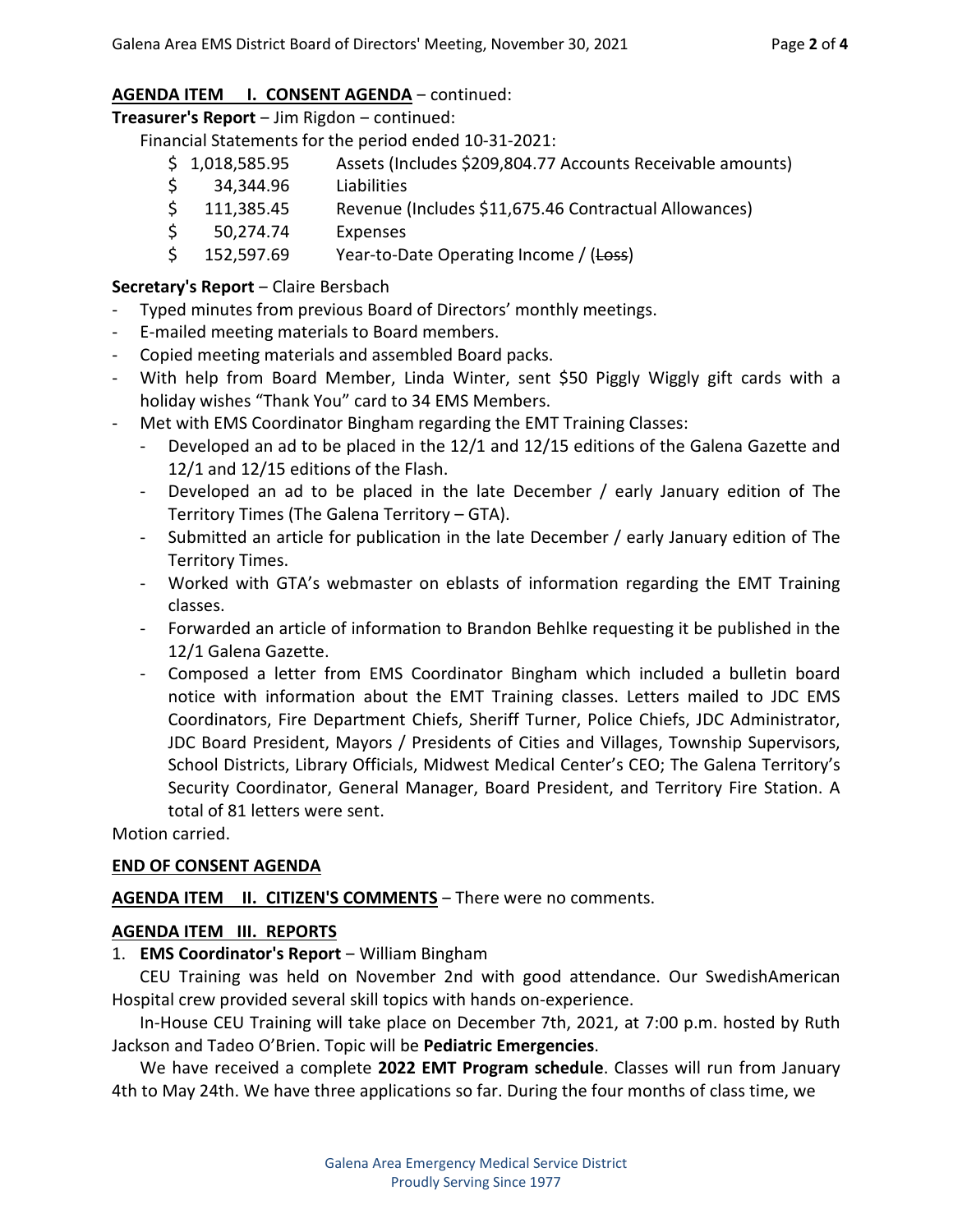**AGENDA ITEM I. CONSENT AGENDA** – continued:

**Treasurer's Report** – Jim Rigdon – continued:

Financial Statements for the period ended 10-31-2021:

| | |
|---|---|
| $ 1,018,585.95 | Assets (Includes $209,804.77 Accounts Receivable amounts) |
| $ 34,344.96 | Liabilities |
| $ 111,385.45 | Revenue (Includes $11,675.46 Contractual Allowances) |
| $ 50,274.74 | Expenses |
| $ 152,597.69 | Year-to-Date Operating Income / (~~Loss~~) |

**Secretary's Report** – Claire Bersbach

- Typed minutes from previous Board of Directors' monthly meetings.
- E-mailed meeting materials to Board members.
- Copied meeting materials and assembled Board packs.
- With help from Board Member, Linda Winter, sent $50 Piggly Wiggly gift cards with a holiday wishes "Thank You" card to 34 EMS Members.
- Met with EMS Coordinator Bingham regarding the EMT Training Classes:
  - Developed an ad to be placed in the 12/1 and 12/15 editions of the Galena Gazette and 12/1 and 12/15 editions of the Flash.
  - Developed an ad to be placed in the late December / early January edition of The Territory Times (The Galena Territory – GTA).
  - Submitted an article for publication in the late December / early January edition of The Territory Times.
  - Worked with GTA's webmaster on eblasts of information regarding the EMT Training classes.
  - Forwarded an article of information to Brandon Behlke requesting it be published in the 12/1 Galena Gazette.
  - Composed a letter from EMS Coordinator Bingham which included a bulletin board notice with information about the EMT Training classes. Letters mailed to JDC EMS Coordinators, Fire Department Chiefs, Sheriff Turner, Police Chiefs, JDC Administrator, JDC Board President, Mayors / Presidents of Cities and Villages, Township Supervisors, School Districts, Library Officials, Midwest Medical Center's CEO; The Galena Territory's Security Coordinator, General Manager, Board President, and Territory Fire Station. A total of 81 letters were sent.

Motion carried.

**END OF CONSENT AGENDA**

**AGENDA ITEM II. CITIZEN'S COMMENTS** – There were no comments.

**AGENDA ITEM III. REPORTS**

1. **EMS Coordinator's Report** – William Bingham

CEU Training was held on November 2nd with good attendance. Our SwedishAmerican Hospital crew provided several skill topics with hands on-experience.

In-House CEU Training will take place on December 7th, 2021, at 7:00 p.m. hosted by Ruth Jackson and Tadeo O'Brien. Topic will be **Pediatric Emergencies**.

We have received a complete **2022 EMT Program schedule**. Classes will run from January 4th to May 24th. We have three applications so far. During the four months of class time, we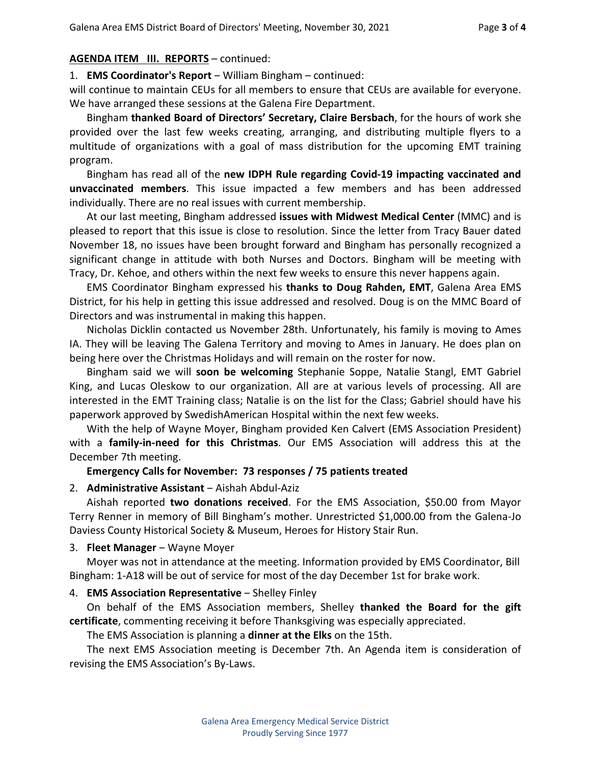**AGENDA ITEM III. REPORTS** – continued:

1. **EMS Coordinator's Report** – William Bingham – continued:

will continue to maintain CEUs for all members to ensure that CEUs are available for everyone. We have arranged these sessions at the Galena Fire Department.

Bingham **thanked Board of Directors' Secretary, Claire Bersbach**, for the hours of work she provided over the last few weeks creating, arranging, and distributing multiple flyers to a multitude of organizations with a goal of mass distribution for the upcoming EMT training program.

Bingham has read all of the **new IDPH Rule regarding Covid-19 impacting vaccinated and unvaccinated members**. This issue impacted a few members and has been addressed individually. There are no real issues with current membership.

At our last meeting, Bingham addressed **issues with Midwest Medical Center** (MMC) and is pleased to report that this issue is close to resolution. Since the letter from Tracy Bauer dated November 18, no issues have been brought forward and Bingham has personally recognized a significant change in attitude with both Nurses and Doctors. Bingham will be meeting with Tracy, Dr. Kehoe, and others within the next few weeks to ensure this never happens again.

EMS Coordinator Bingham expressed his **thanks to Doug Rahden, EMT**, Galena Area EMS District, for his help in getting this issue addressed and resolved. Doug is on the MMC Board of Directors and was instrumental in making this happen.

Nicholas Dicklin contacted us November 28th. Unfortunately, his family is moving to Ames IA. They will be leaving The Galena Territory and moving to Ames in January. He does plan on being here over the Christmas Holidays and will remain on the roster for now.

Bingham said we will **soon be welcoming** Stephanie Soppe, Natalie Stangl, EMT Gabriel King, and Lucas Oleskow to our organization. All are at various levels of processing. All are interested in the EMT Training class; Natalie is on the list for the Class; Gabriel should have his paperwork approved by SwedishAmerican Hospital within the next few weeks.

With the help of Wayne Moyer, Bingham provided Ken Calvert (EMS Association President) with a **family-in-need for this Christmas**. Our EMS Association will address this at the December 7th meeting.

**Emergency Calls for November: 73 responses / 75 patients treated**

2. **Administrative Assistant** – Aishah Abdul-Aziz

Aishah reported **two donations received**. For the EMS Association, $50.00 from Mayor Terry Renner in memory of Bill Bingham's mother. Unrestricted $1,000.00 from the Galena-Jo Daviess County Historical Society & Museum, Heroes for History Stair Run.

3. **Fleet Manager** – Wayne Moyer

Moyer was not in attendance at the meeting. Information provided by EMS Coordinator, Bill Bingham: 1-A18 will be out of service for most of the day December 1st for brake work.

4. **EMS Association Representative** – Shelley Finley

On behalf of the EMS Association members, Shelley **thanked the Board for the gift certificate**, commenting receiving it before Thanksgiving was especially appreciated.

The EMS Association is planning a **dinner at the Elks** on the 15th.

The next EMS Association meeting is December 7th. An Agenda item is consideration of revising the EMS Association's By-Laws.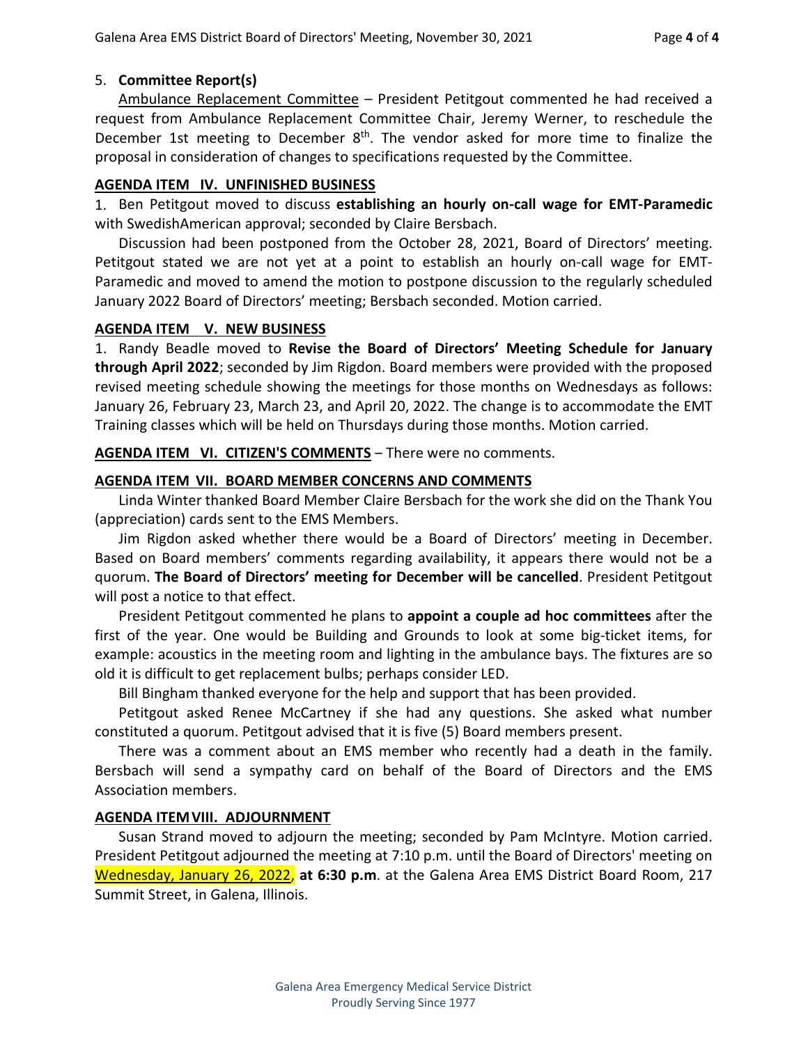5. **Committee Report(s)**

Ambulance Replacement Committee – President Petitgout commented he had received a request from Ambulance Replacement Committee Chair, Jeremy Werner, to reschedule the December 1st meeting to December 8th. The vendor asked for more time to finalize the proposal in consideration of changes to specifications requested by the Committee.

**AGENDA ITEM IV. UNFINISHED BUSINESS**

1. Ben Petitgout moved to discuss **establishing an hourly on-call wage for EMT-Paramedic** with SwedishAmerican approval; seconded by Claire Bersbach.

Discussion had been postponed from the October 28, 2021, Board of Directors' meeting. Petitgout stated we are not yet at a point to establish an hourly on-call wage for EMT-Paramedic and moved to amend the motion to postpone discussion to the regularly scheduled January 2022 Board of Directors' meeting; Bersbach seconded. Motion carried.

**AGENDA ITEM V. NEW BUSINESS**

1. Randy Beadle moved to **Revise the Board of Directors' Meeting Schedule for January through April 2022**; seconded by Jim Rigdon. Board members were provided with the proposed revised meeting schedule showing the meetings for those months on Wednesdays as follows: January 26, February 23, March 23, and April 20, 2022. The change is to accommodate the EMT Training classes which will be held on Thursdays during those months. Motion carried.

**AGENDA ITEM VI. CITIZEN'S COMMENTS** – There were no comments.

**AGENDA ITEM VII. BOARD MEMBER CONCERNS AND COMMENTS**

Linda Winter thanked Board Member Claire Bersbach for the work she did on the Thank You (appreciation) cards sent to the EMS Members.

Jim Rigdon asked whether there would be a Board of Directors' meeting in December. Based on Board members' comments regarding availability, it appears there would not be a quorum. **The Board of Directors' meeting for December will be cancelled**. President Petitgout will post a notice to that effect.

President Petitgout commented he plans to **appoint a couple ad hoc committees** after the first of the year. One would be Building and Grounds to look at some big-ticket items, for example: acoustics in the meeting room and lighting in the ambulance bays. The fixtures are so old it is difficult to get replacement bulbs; perhaps consider LED.

Bill Bingham thanked everyone for the help and support that has been provided.

Petitgout asked Renee McCartney if she had any questions. She asked what number constituted a quorum. Petitgout advised that it is five (5) Board members present.

There was a comment about an EMS member who recently had a death in the family. Bersbach will send a sympathy card on behalf of the Board of Directors and the EMS Association members.

**AGENDA ITEM VIII. ADJOURNMENT**

Susan Strand moved to adjourn the meeting; seconded by Pam McIntyre. Motion carried. President Petitgout adjourned the meeting at 7:10 p.m. until the Board of Directors' meeting on Wednesday, January 26, 2022, **at 6:30 p.m**. at the Galena Area EMS District Board Room, 217 Summit Street, in Galena, Illinois.

Galena Area Emergency Medical Service District
Proudly Serving Since 1977